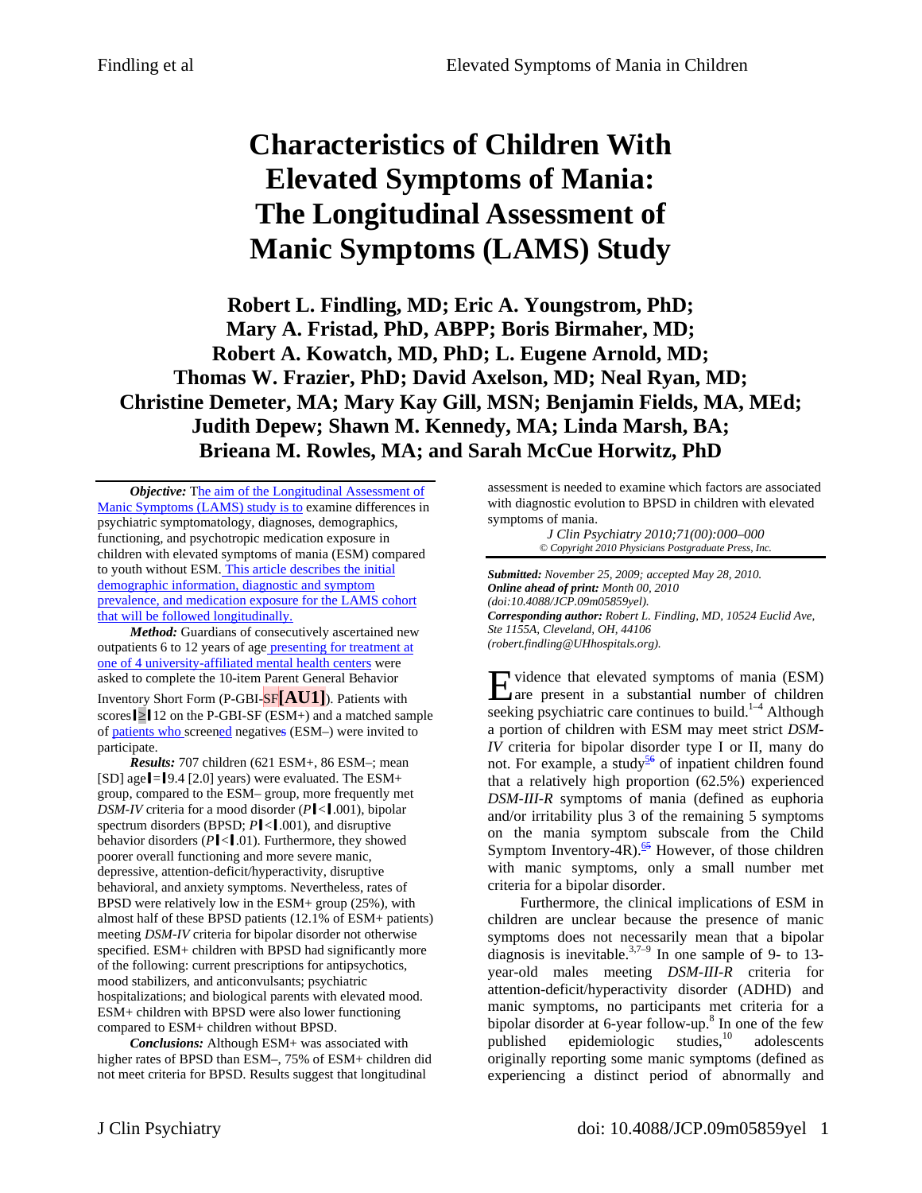# Characteristics of Children With Elevated Symptoms of Mania: The Longitudinal Assessment of Manic Symptoms (LAMS) Study

**Robert L. Findling, MD; Eric A. Youngstrom, PhD; Mary A. Fristad, PhD, ABPP; Boris Birmaher, MD; Robert A. Kowatch, MD, PhD; L. Eugene Arnold, MD; Thomas W. Frazier, PhD; David Axelson, MD; Neal Ryan, MD; Christine Demeter, MA; Mary Kay Gill, MSN; Benjamin Fields, MA, MEd; Judith Depew; Shawn M. Kennedy, MA; Linda Marsh, BA; Brieana M. Rowles, MA; and Sarah McCue Horwitz, PhD**

***Objective:*** The aim of the Longitudinal Assessment of Manic Symptoms (LAMS) study is to examine differences in psychiatric symptomatology, diagnoses, demographics, functioning, and psychotropic medication exposure in children with elevated symptoms of mania (ESM) compared to youth without ESM. This article describes the initial demographic information, diagnostic and symptom prevalence, and medication exposure for the LAMS cohort that will be followed longitudinally.

***Method:*** Guardians of consecutively ascertained new outpatients 6 to 12 years of age presenting for treatment at one of 4 university-affiliated mental health centers were asked to complete the 10-item Parent General Behavior Inventory Short Form (P-GBI-SF**[AU1]**). Patients with scores $\geq$ 12 on the P-GBI-SF (ESM+) and a matched sample of patients who screened negatives (ESM–) were invited to participate.

***Results:*** 707 children (621 ESM+, 86 ESM–; mean [SD] age = 9.4 [2.0] years) were evaluated. The ESM+ group, compared to the ESM– group, more frequently met *DSM-IV* criteria for a mood disorder ($P < .001$), bipolar spectrum disorders (BPSD; $P < .001$), and disruptive behavior disorders ($P < .01$). Furthermore, they showed poorer overall functioning and more severe manic, depressive, attention-deficit/hyperactivity, disruptive behavioral, and anxiety symptoms. Nevertheless, rates of BPSD were relatively low in the ESM+ group (25%), with almost half of these BPSD patients (12.1% of ESM+ patients) meeting *DSM-IV* criteria for bipolar disorder not otherwise specified. ESM+ children with BPSD had significantly more of the following: current prescriptions for antipsychotics, mood stabilizers, and anticonvulsants; psychiatric hospitalizations; and biological parents with elevated mood. ESM+ children with BPSD were also lower functioning compared to ESM+ children without BPSD.

***Conclusions:*** Although ESM+ was associated with higher rates of BPSD than ESM–, 75% of ESM+ children did not meet criteria for BPSD. Results suggest that longitudinal assessment is needed to examine which factors are associated with diagnostic evolution to BPSD in children with elevated symptoms of mania.

*J Clin Psychiatry 2010;71(00):000–000*
*© Copyright 2010 Physicians Postgraduate Press, Inc.*

***Submitted:*** *November 25, 2009; accepted May 28, 2010.*
***Online ahead of print:*** *Month 00, 2010 (doi:10.4088/JCP.09m05859yel).*
***Corresponding author:*** *Robert L. Findling, MD, 10524 Euclid Ave, Ste 1155A, Cleveland, OH, 44106 (robert.findling@UHhospitals.org).*

Evidence that elevated symptoms of mania (ESM) are present in a substantial number of children seeking psychiatric care continues to build.[1–4] Although a portion of children with ESM may meet strict *DSM-IV* criteria for bipolar disorder type I or II, many do not. For example, a study[5] of inpatient children found that a relatively high proportion (62.5%) experienced *DSM-III-R* symptoms of mania (defined as euphoria and/or irritability plus 3 of the remaining 5 symptoms on the mania symptom subscale from the Child Symptom Inventory-4R).[6] However, of those children with manic symptoms, only a small number met criteria for a bipolar disorder.

Furthermore, the clinical implications of ESM in children are unclear because the presence of manic symptoms does not necessarily mean that a bipolar diagnosis is inevitable.[3,7–9] In one sample of 9- to 13-year-old males meeting *DSM-III-R* criteria for attention-deficit/hyperactivity disorder (ADHD) and manic symptoms, no participants met criteria for a bipolar disorder at 6-year follow-up.[8] In one of the few published epidemiologic studies,[10] adolescents originally reporting some manic symptoms (defined as experiencing a distinct period of abnormally and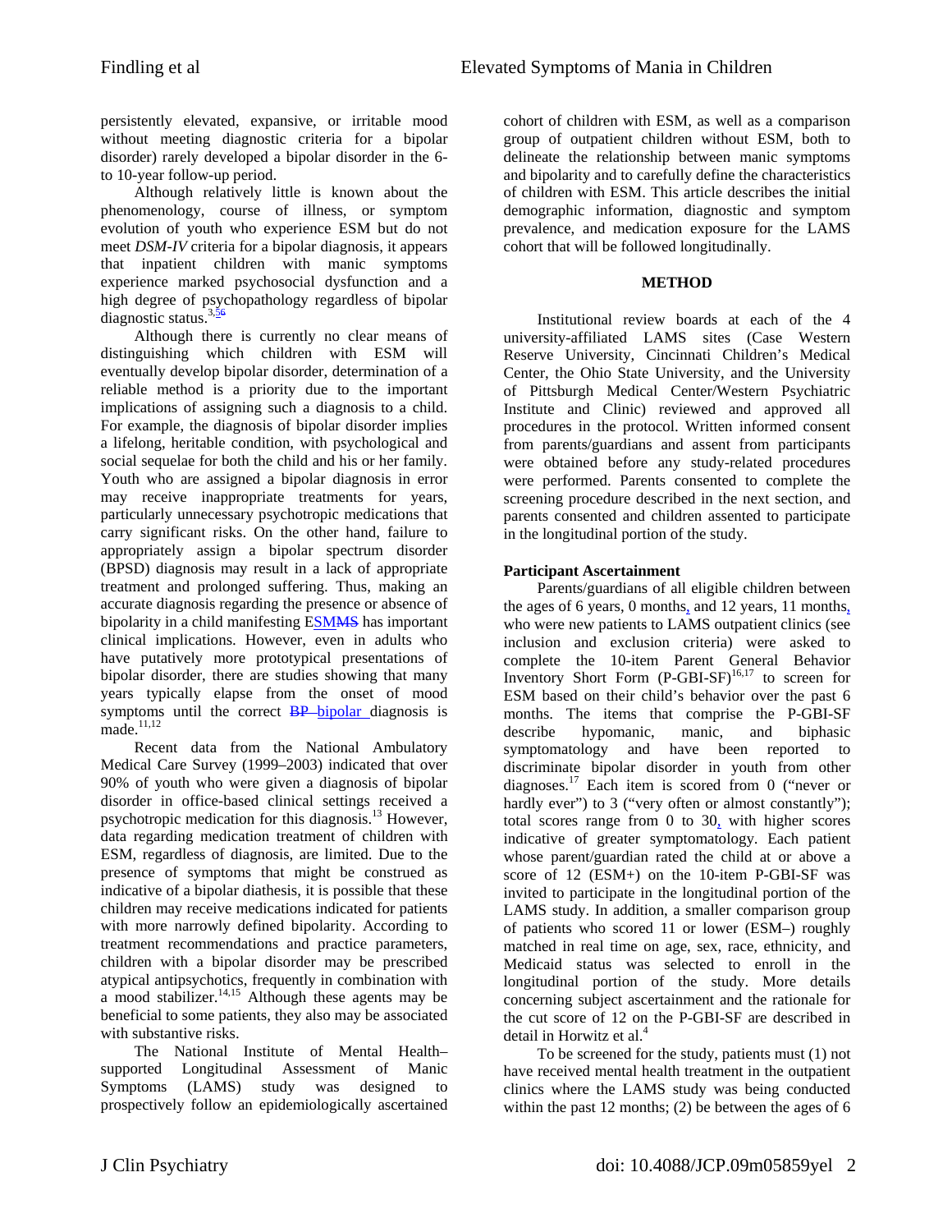persistently elevated, expansive, or irritable mood without meeting diagnostic criteria for a bipolar disorder) rarely developed a bipolar disorder in the 6- to 10-year follow-up period.

Although relatively little is known about the phenomenology, course of illness, or symptom evolution of youth who experience ESM but do not meet *DSM-IV* criteria for a bipolar diagnosis, it appears that inpatient children with manic symptoms experience marked psychosocial dysfunction and a high degree of psychopathology regardless of bipolar diagnostic status.[3,5]

Although there is currently no clear means of distinguishing which children with ESM will eventually develop bipolar disorder, determination of a reliable method is a priority due to the important implications of assigning such a diagnosis to a child. For example, the diagnosis of bipolar disorder implies a lifelong, heritable condition, with psychological and social sequelae for both the child and his or her family. Youth who are assigned a bipolar diagnosis in error may receive inappropriate treatments for years, particularly unnecessary psychotropic medications that carry significant risks. On the other hand, failure to appropriately assign a bipolar spectrum disorder (BPSD) diagnosis may result in a lack of appropriate treatment and prolonged suffering. Thus, making an accurate diagnosis regarding the presence or absence of bipolarity in a child manifesting ESM has important clinical implications. However, even in adults who have putatively more prototypical presentations of bipolar disorder, there are studies showing that many years typically elapse from the onset of mood symptoms until the correct bipolar diagnosis is made.[11,12]

Recent data from the National Ambulatory Medical Care Survey (1999–2003) indicated that over 90% of youth who were given a diagnosis of bipolar disorder in office-based clinical settings received a psychotropic medication for this diagnosis.[13] However, data regarding medication treatment of children with ESM, regardless of diagnosis, are limited. Due to the presence of symptoms that might be construed as indicative of a bipolar diathesis, it is possible that these children may receive medications indicated for patients with more narrowly defined bipolarity. According to treatment recommendations and practice parameters, children with a bipolar disorder may be prescribed atypical antipsychotics, frequently in combination with a mood stabilizer.[14,15] Although these agents may be beneficial to some patients, they also may be associated with substantive risks.

The National Institute of Mental Health–supported Longitudinal Assessment of Manic Symptoms (LAMS) study was designed to prospectively follow an epidemiologically ascertained cohort of children with ESM, as well as a comparison group of outpatient children without ESM, both to delineate the relationship between manic symptoms and bipolarity and to carefully define the characteristics of children with ESM. This article describes the initial demographic information, diagnostic and symptom prevalence, and medication exposure for the LAMS cohort that will be followed longitudinally.

## METHOD

Institutional review boards at each of the 4 university-affiliated LAMS sites (Case Western Reserve University, Cincinnati Children's Medical Center, the Ohio State University, and the University of Pittsburgh Medical Center/Western Psychiatric Institute and Clinic) reviewed and approved all procedures in the protocol. Written informed consent from parents/guardians and assent from participants were obtained before any study-related procedures were performed. Parents consented to complete the screening procedure described in the next section, and parents consented and children assented to participate in the longitudinal portion of the study.

### Participant Ascertainment

Parents/guardians of all eligible children between the ages of 6 years, 0 months, and 12 years, 11 months, who were new patients to LAMS outpatient clinics (see inclusion and exclusion criteria) were asked to complete the 10-item Parent General Behavior Inventory Short Form (P-GBI-SF)[16,17] to screen for ESM based on their child's behavior over the past 6 months. The items that comprise the P-GBI-SF describe hypomanic, manic, and biphasic symptomatology and have been reported to discriminate bipolar disorder in youth from other diagnoses.[17] Each item is scored from 0 ("never or hardly ever") to 3 ("very often or almost constantly"); total scores range from 0 to 30, with higher scores indicative of greater symptomatology. Each patient whose parent/guardian rated the child at or above a score of 12 (ESM+) on the 10-item P-GBI-SF was invited to participate in the longitudinal portion of the LAMS study. In addition, a smaller comparison group of patients who scored 11 or lower (ESM–) roughly matched in real time on age, sex, race, ethnicity, and Medicaid status was selected to enroll in the longitudinal portion of the study. More details concerning subject ascertainment and the rationale for the cut score of 12 on the P-GBI-SF are described in detail in Horwitz et al.[4]

To be screened for the study, patients must (1) not have received mental health treatment in the outpatient clinics where the LAMS study was being conducted within the past 12 months; (2) be between the ages of 6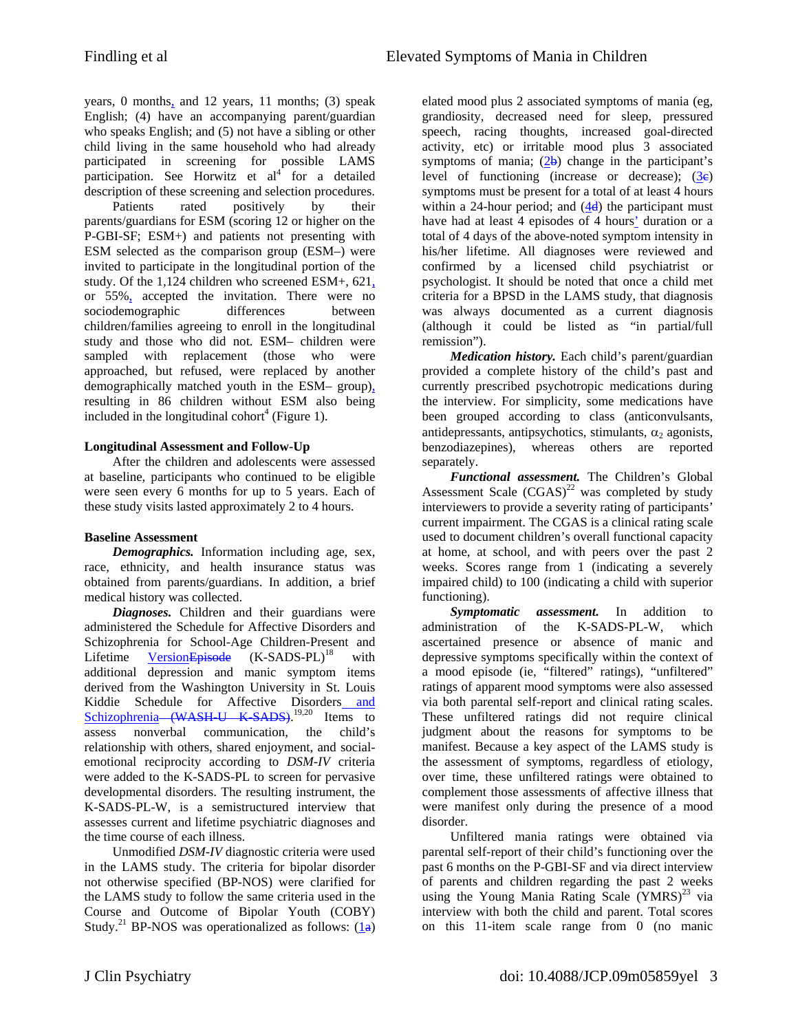years, 0 months, and 12 years, 11 months; (3) speak English; (4) have an accompanying parent/guardian who speaks English; and (5) not have a sibling or other child living in the same household who had already participated in screening for possible LAMS participation. See Horwitz et al[4] for a detailed description of these screening and selection procedures.

Patients rated positively by their parents/guardians for ESM (scoring 12 or higher on the P-GBI-SF; ESM+) and patients not presenting with ESM selected as the comparison group (ESM–) were invited to participate in the longitudinal portion of the study. Of the 1,124 children who screened ESM+, 621, or 55%, accepted the invitation. There were no sociodemographic differences between children/families agreeing to enroll in the longitudinal study and those who did not. ESM– children were sampled with replacement (those who were approached, but refused, were replaced by another demographically matched youth in the ESM– group), resulting in 86 children without ESM also being included in the longitudinal cohort[4] (Figure 1).

## Longitudinal Assessment and Follow-Up

After the children and adolescents were assessed at baseline, participants who continued to be eligible were seen every 6 months for up to 5 years. Each of these study visits lasted approximately 2 to 4 hours.

## Baseline Assessment

***Demographics.*** Information including age, sex, race, ethnicity, and health insurance status was obtained from parents/guardians. In addition, a brief medical history was collected.

***Diagnoses.*** Children and their guardians were administered the Schedule for Affective Disorders and Schizophrenia for School-Age Children-Present and Lifetime ~~Episode~~ Version (K-SADS-PL)[18] with additional depression and manic symptom items derived from the Washington University in St. Louis Kiddie Schedule for Affective Disorders and Schizophrenia ~~(WASH-U K-SADS)~~.[19,20] Items to assess nonverbal communication, the child's relationship with others, shared enjoyment, and social-emotional reciprocity according to *DSM-IV* criteria were added to the K-SADS-PL to screen for pervasive developmental disorders. The resulting instrument, the K-SADS-PL-W, is a semistructured interview that assesses current and lifetime psychiatric diagnoses and the time course of each illness.

Unmodified *DSM-IV* diagnostic criteria were used in the LAMS study. The criteria for bipolar disorder not otherwise specified (BP-NOS) were clarified for the LAMS study to follow the same criteria used in the Course and Outcome of Bipolar Youth (COBY) Study.[21] BP-NOS was operationalized as follows: (1~~a~~) elated mood plus 2 associated symptoms of mania (eg, grandiosity, decreased need for sleep, pressured speech, racing thoughts, increased goal-directed activity, etc) or irritable mood plus 3 associated symptoms of mania; (2~~b~~) change in the participant's level of functioning (increase or decrease); (3~~c~~) symptoms must be present for a total of at least 4 hours within a 24-hour period; and (4~~d~~) the participant must have had at least 4 episodes of 4 hours' duration or a total of 4 days of the above-noted symptom intensity in his/her lifetime. All diagnoses were reviewed and confirmed by a licensed child psychiatrist or psychologist. It should be noted that once a child met criteria for a BPSD in the LAMS study, that diagnosis was always documented as a current diagnosis (although it could be listed as "in partial/full remission").

***Medication history.*** Each child's parent/guardian provided a complete history of the child's past and currently prescribed psychotropic medications during the interview. For simplicity, some medications have been grouped according to class (anticonvulsants, antidepressants, antipsychotics, stimulants, $\alpha_2$ agonists, benzodiazepines), whereas others are reported separately.

***Functional assessment.*** The Children's Global Assessment Scale (CGAS)[22] was completed by study interviewers to provide a severity rating of participants' current impairment. The CGAS is a clinical rating scale used to document children's overall functional capacity at home, at school, and with peers over the past 2 weeks. Scores range from 1 (indicating a severely impaired child) to 100 (indicating a child with superior functioning).

***Symptomatic assessment.*** In addition to administration of the K-SADS-PL-W, which ascertained presence or absence of manic and depressive symptoms specifically within the context of a mood episode (ie, "filtered" ratings), "unfiltered" ratings of apparent mood symptoms were also assessed via both parental self-report and clinical rating scales. These unfiltered ratings did not require clinical judgment about the reasons for symptoms to be manifest. Because a key aspect of the LAMS study is the assessment of symptoms, regardless of etiology, over time, these unfiltered ratings were obtained to complement those assessments of affective illness that were manifest only during the presence of a mood disorder.

Unfiltered mania ratings were obtained via parental self-report of their child's functioning over the past 6 months on the P-GBI-SF and via direct interview of parents and children regarding the past 2 weeks using the Young Mania Rating Scale (YMRS)[23] via interview with both the child and parent. Total scores on this 11-item scale range from 0 (no manic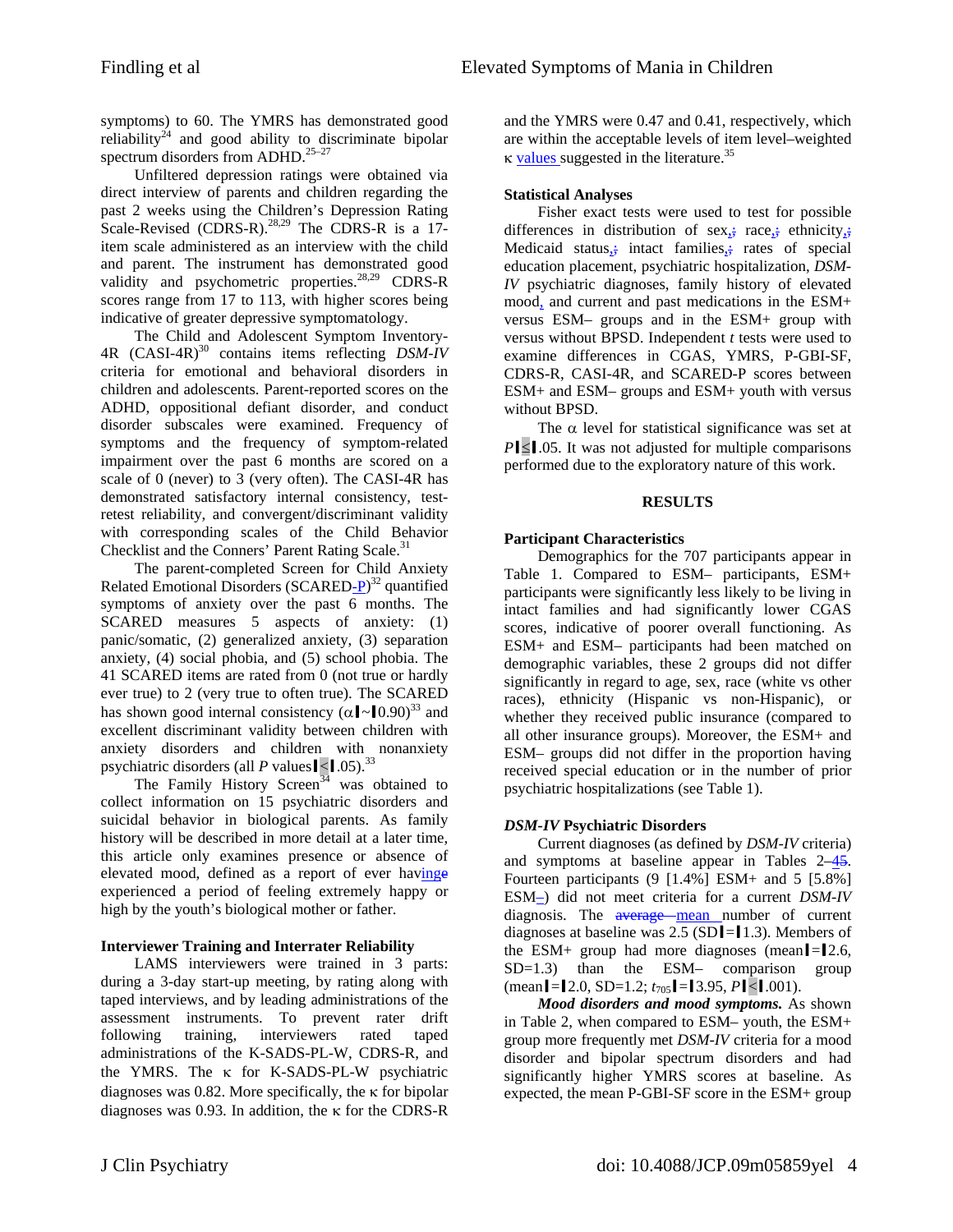symptoms) to 60. The YMRS has demonstrated good reliability[24] and good ability to discriminate bipolar spectrum disorders from ADHD.[25–27]

Unfiltered depression ratings were obtained via direct interview of parents and children regarding the past 2 weeks using the Children's Depression Rating Scale-Revised (CDRS-R).[28,29] The CDRS-R is a 17-item scale administered as an interview with the child and parent. The instrument has demonstrated good validity and psychometric properties.[28,29] CDRS-R scores range from 17 to 113, with higher scores being indicative of greater depressive symptomatology.

The Child and Adolescent Symptom Inventory-4R (CASI-4R)[30] contains items reflecting *DSM-IV* criteria for emotional and behavioral disorders in children and adolescents. Parent-reported scores on the ADHD, oppositional defiant disorder, and conduct disorder subscales were examined. Frequency of symptoms and the frequency of symptom-related impairment over the past 6 months are scored on a scale of 0 (never) to 3 (very often). The CASI-4R has demonstrated satisfactory internal consistency, test-retest reliability, and convergent/discriminant validity with corresponding scales of the Child Behavior Checklist and the Conners' Parent Rating Scale.[31]

The parent-completed Screen for Child Anxiety Related Emotional Disorders (SCARED-P)[32] quantified symptoms of anxiety over the past 6 months. The SCARED measures 5 aspects of anxiety: (1) panic/somatic, (2) generalized anxiety, (3) separation anxiety, (4) social phobia, and (5) school phobia. The 41 SCARED items are rated from 0 (not true or hardly ever true) to 2 (very true to often true). The SCARED has shown good internal consistency ($\alpha \sim 0.90$)[33] and excellent discriminant validity between children with anxiety disorders and children with nonanxiety psychiatric disorders (all $P$ values $< .05$).[33]

The Family History Screen[34] was obtained to collect information on 15 psychiatric disorders and suicidal behavior in biological parents. As family history will be described in more detail at a later time, this article only examines presence or absence of elevated mood, defined as a report of ever having experienced a period of feeling extremely happy or high by the youth's biological mother or father.

### Interviewer Training and Interrater Reliability

LAMS interviewers were trained in 3 parts: during a 3-day start-up meeting, by rating along with taped interviews, and by leading administrations of the assessment instruments. To prevent rater drift following training, interviewers rated taped administrations of the K-SADS-PL-W, CDRS-R, and the YMRS. The κ for K-SADS-PL-W psychiatric diagnoses was 0.82. More specifically, the κ for bipolar diagnoses was 0.93. In addition, the κ for the CDRS-R and the YMRS were 0.47 and 0.41, respectively, which are within the acceptable levels of item level–weighted κ values suggested in the literature.[35]

### Statistical Analyses

Fisher exact tests were used to test for possible differences in distribution of sex, race, ethnicity, Medicaid status, intact families, rates of special education placement, psychiatric hospitalization, *DSM-IV* psychiatric diagnoses, family history of elevated mood, and current and past medications in the ESM+ versus ESM– groups and in the ESM+ group with versus without BPSD. Independent $t$ tests were used to examine differences in CGAS, YMRS, P-GBI-SF, CDRS-R, CASI-4R, and SCARED-P scores between ESM+ and ESM– groups and ESM+ youth with versus without BPSD.

The α level for statistical significance was set at $P \leq .05$. It was not adjusted for multiple comparisons performed due to the exploratory nature of this work.

## RESULTS

### Participant Characteristics

Demographics for the 707 participants appear in Table 1. Compared to ESM– participants, ESM+ participants were significantly less likely to be living in intact families and had significantly lower CGAS scores, indicative of poorer overall functioning. As ESM+ and ESM– participants had been matched on demographic variables, these 2 groups did not differ significantly in regard to age, sex, race (white vs other races), ethnicity (Hispanic vs non-Hispanic), or whether they received public insurance (compared to all other insurance groups). Moreover, the ESM+ and ESM– groups did not differ in the proportion having received special education or in the number of prior psychiatric hospitalizations (see Table 1).

### *DSM-IV* Psychiatric Disorders

Current diagnoses (as defined by *DSM-IV* criteria) and symptoms at baseline appear in Tables 2–5. Fourteen participants (9 [1.4%] ESM+ and 5 [5.8%] ESM–) did not meet criteria for a current *DSM-IV* diagnosis. The mean number of current diagnoses at baseline was 2.5 (SD = 1.3). Members of the ESM+ group had more diagnoses (mean = 2.6, SD=1.3) than the ESM– comparison group (mean = 2.0, SD=1.2; $t_{705}$ = 3.95, $P < .001$).

***Mood disorders and mood symptoms.*** As shown in Table 2, when compared to ESM– youth, the ESM+ group more frequently met *DSM-IV* criteria for a mood disorder and bipolar spectrum disorders and had significantly higher YMRS scores at baseline. As expected, the mean P-GBI-SF score in the ESM+ group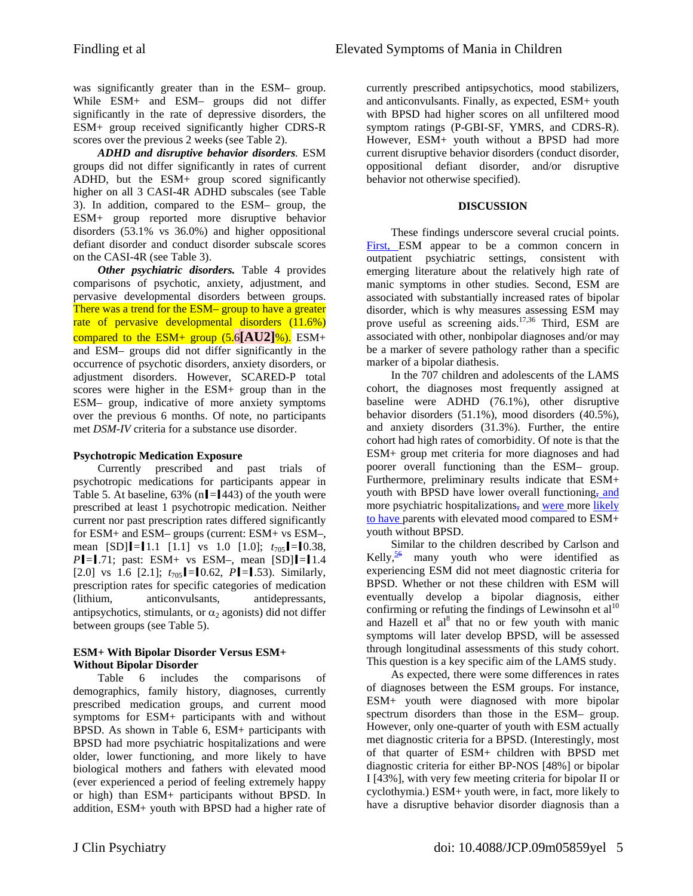was significantly greater than in the ESM– group. While ESM+ and ESM– groups did not differ significantly in the rate of depressive disorders, the ESM+ group received significantly higher CDRS-R scores over the previous 2 weeks (see Table 2).

***ADHD and disruptive behavior disorders.*** ESM groups did not differ significantly in rates of current ADHD, but the ESM+ group scored significantly higher on all 3 CASI-4R ADHD subscales (see Table 3). In addition, compared to the ESM– group, the ESM+ group reported more disruptive behavior disorders (53.1% vs 36.0%) and higher oppositional defiant disorder and conduct disorder subscale scores on the CASI-4R (see Table 3).

***Other psychiatric disorders.*** Table 4 provides comparisons of psychotic, anxiety, adjustment, and pervasive developmental disorders between groups. There was a trend for the ESM– group to have a greater rate of pervasive developmental disorders (11.6%) compared to the ESM+ group (5.6[AU2]%). ESM+ and ESM– groups did not differ significantly in the occurrence of psychotic disorders, anxiety disorders, or adjustment disorders. However, SCARED-P total scores were higher in the ESM+ group than in the ESM– group, indicative of more anxiety symptoms over the previous 6 months. Of note, no participants met *DSM-IV* criteria for a substance use disorder.

### Psychotropic Medication Exposure

Currently prescribed and past trials of psychotropic medications for participants appear in Table 5. At baseline, 63% (n = 443) of the youth were prescribed at least 1 psychotropic medication. Neither current nor past prescription rates differed significantly for ESM+ and ESM– groups (current: ESM+ vs ESM–, mean [SD] = 1.1 [1.1] vs 1.0 [1.0]; $t_{705}$ = 0.38, $P$ = .71; past: ESM+ vs ESM–, mean [SD] = 1.4 [2.0] vs 1.6 [2.1]; $t_{705}$ = 0.62, $P$ = .53). Similarly, prescription rates for specific categories of medication (lithium, anticonvulsants, antidepressants, antipsychotics, stimulants, or $\alpha_2$ agonists) did not differ between groups (see Table 5).

### ESM+ With Bipolar Disorder Versus ESM+ Without Bipolar Disorder

Table 6 includes the comparisons of demographics, family history, diagnoses, currently prescribed medication groups, and current mood symptoms for ESM+ participants with and without BPSD. As shown in Table 6, ESM+ participants with BPSD had more psychiatric hospitalizations and were older, lower functioning, and more likely to have biological mothers and fathers with elevated mood (ever experienced a period of feeling extremely happy or high) than ESM+ participants without BPSD. In addition, ESM+ youth with BPSD had a higher rate of currently prescribed antipsychotics, mood stabilizers, and anticonvulsants. Finally, as expected, ESM+ youth with BPSD had higher scores on all unfiltered mood symptom ratings (P-GBI-SF, YMRS, and CDRS-R). However, ESM+ youth without a BPSD had more current disruptive behavior disorders (conduct disorder, oppositional defiant disorder, and/or disruptive behavior not otherwise specified).

## DISCUSSION

These findings underscore several crucial points. First, ESM appear to be a common concern in outpatient psychiatric settings, consistent with emerging literature about the relatively high rate of manic symptoms in other studies. Second, ESM are associated with substantially increased rates of bipolar disorder, which is why measures assessing ESM may prove useful as screening aids.[17,36] Third, ESM are associated with other, nonbipolar diagnoses and/or may be a marker of severe pathology rather than a specific marker of a bipolar diathesis.

In the 707 children and adolescents of the LAMS cohort, the diagnoses most frequently assigned at baseline were ADHD (76.1%), other disruptive behavior disorders (51.1%), mood disorders (40.5%), and anxiety disorders (31.3%). Further, the entire cohort had high rates of comorbidity. Of note is that the ESM+ group met criteria for more diagnoses and had poorer overall functioning than the ESM– group. Furthermore, preliminary results indicate that ESM+ youth with BPSD have lower overall functioning, and more psychiatric hospitalizations, and were more likely to have parents with elevated mood compared to ESM+ youth without BPSD.

Similar to the children described by Carlson and Kelly,[56] many youth who were identified as experiencing ESM did not meet diagnostic criteria for BPSD. Whether or not these children with ESM will eventually develop a bipolar diagnosis, either confirming or refuting the findings of Lewinsohn et al[10] and Hazell et al[8] that no or few youth with manic symptoms will later develop BPSD, will be assessed through longitudinal assessments of this study cohort. This question is a key specific aim of the LAMS study.

As expected, there were some differences in rates of diagnoses between the ESM groups. For instance, ESM+ youth were diagnosed with more bipolar spectrum disorders than those in the ESM– group. However, only one-quarter of youth with ESM actually met diagnostic criteria for a BPSD. (Interestingly, most of that quarter of ESM+ children with BPSD met diagnostic criteria for either BP-NOS [48%] or bipolar I [43%], with very few meeting criteria for bipolar II or cyclothymia.) ESM+ youth were, in fact, more likely to have a disruptive behavior disorder diagnosis than a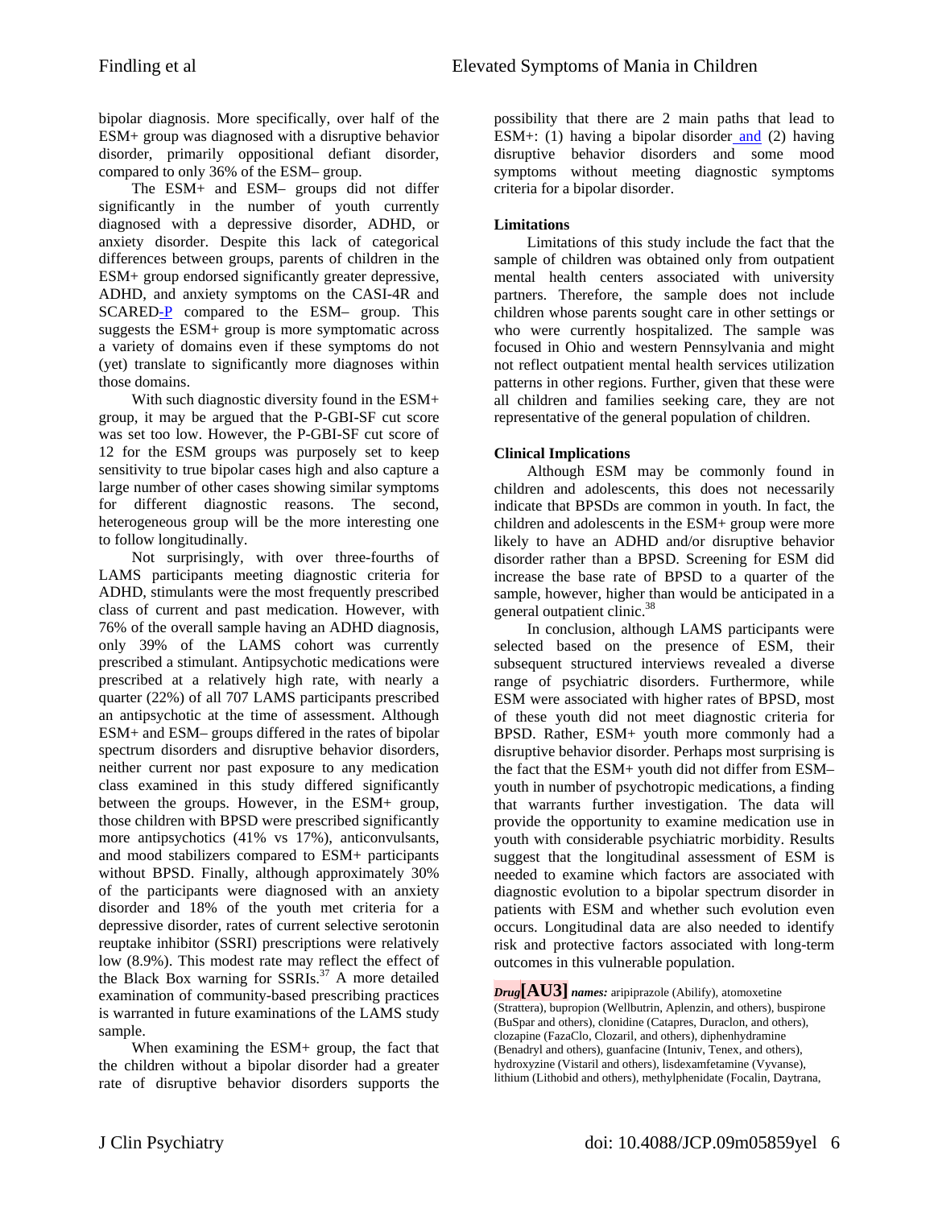bipolar diagnosis. More specifically, over half of the ESM+ group was diagnosed with a disruptive behavior disorder, primarily oppositional defiant disorder, compared to only 36% of the ESM– group.

The ESM+ and ESM– groups did not differ significantly in the number of youth currently diagnosed with a depressive disorder, ADHD, or anxiety disorder. Despite this lack of categorical differences between groups, parents of children in the ESM+ group endorsed significantly greater depressive, ADHD, and anxiety symptoms on the CASI-4R and SCARED-P compared to the ESM– group. This suggests the ESM+ group is more symptomatic across a variety of domains even if these symptoms do not (yet) translate to significantly more diagnoses within those domains.

With such diagnostic diversity found in the ESM+ group, it may be argued that the P-GBI-SF cut score was set too low. However, the P-GBI-SF cut score of 12 for the ESM groups was purposely set to keep sensitivity to true bipolar cases high and also capture a large number of other cases showing similar symptoms for different diagnostic reasons. The second, heterogeneous group will be the more interesting one to follow longitudinally.

Not surprisingly, with over three-fourths of LAMS participants meeting diagnostic criteria for ADHD, stimulants were the most frequently prescribed class of current and past medication. However, with 76% of the overall sample having an ADHD diagnosis, only 39% of the LAMS cohort was currently prescribed a stimulant. Antipsychotic medications were prescribed at a relatively high rate, with nearly a quarter (22%) of all 707 LAMS participants prescribed an antipsychotic at the time of assessment. Although ESM+ and ESM– groups differed in the rates of bipolar spectrum disorders and disruptive behavior disorders, neither current nor past exposure to any medication class examined in this study differed significantly between the groups. However, in the ESM+ group, those children with BPSD were prescribed significantly more antipsychotics (41% vs 17%), anticonvulsants, and mood stabilizers compared to ESM+ participants without BPSD. Finally, although approximately 30% of the participants were diagnosed with an anxiety disorder and 18% of the youth met criteria for a depressive disorder, rates of current selective serotonin reuptake inhibitor (SSRI) prescriptions were relatively low (8.9%). This modest rate may reflect the effect of the Black Box warning for SSRIs.[37] A more detailed examination of community-based prescribing practices is warranted in future examinations of the LAMS study sample.

When examining the ESM+ group, the fact that the children without a bipolar disorder had a greater rate of disruptive behavior disorders supports the possibility that there are 2 main paths that lead to ESM+: (1) having a bipolar disorder and (2) having disruptive behavior disorders and some mood symptoms without meeting diagnostic symptoms criteria for a bipolar disorder.

### Limitations

Limitations of this study include the fact that the sample of children was obtained only from outpatient mental health centers associated with university partners. Therefore, the sample does not include children whose parents sought care in other settings or who were currently hospitalized. The sample was focused in Ohio and western Pennsylvania and might not reflect outpatient mental health services utilization patterns in other regions. Further, given that these were all children and families seeking care, they are not representative of the general population of children.

### Clinical Implications

Although ESM may be commonly found in children and adolescents, this does not necessarily indicate that BPSDs are common in youth. In fact, the children and adolescents in the ESM+ group were more likely to have an ADHD and/or disruptive behavior disorder rather than a BPSD. Screening for ESM did increase the base rate of BPSD to a quarter of the sample, however, higher than would be anticipated in a general outpatient clinic.[38]

In conclusion, although LAMS participants were selected based on the presence of ESM, their subsequent structured interviews revealed a diverse range of psychiatric disorders. Furthermore, while ESM were associated with higher rates of BPSD, most of these youth did not meet diagnostic criteria for BPSD. Rather, ESM+ youth more commonly had a disruptive behavior disorder. Perhaps most surprising is the fact that the ESM+ youth did not differ from ESM– youth in number of psychotropic medications, a finding that warrants further investigation. The data will provide the opportunity to examine medication use in youth with considerable psychiatric morbidity. Results suggest that the longitudinal assessment of ESM is needed to examine which factors are associated with diagnostic evolution to a bipolar spectrum disorder in patients with ESM and whether such evolution even occurs. Longitudinal data are also needed to identify risk and protective factors associated with long-term outcomes in this vulnerable population.

***Drug*[AU3] *names:*** aripiprazole (Abilify), atomoxetine (Strattera), bupropion (Wellbutrin, Aplenzin, and others), buspirone (BuSpar and others), clonidine (Catapres, Duraclon, and others), clozapine (FazaClo, Clozaril, and others), diphenhydramine (Benadryl and others), guanfacine (Intuniv, Tenex, and others), hydroxyzine (Vistaril and others), lisdexamfetamine (Vyvanse), lithium (Lithobid and others), methylphenidate (Focalin, Daytrana,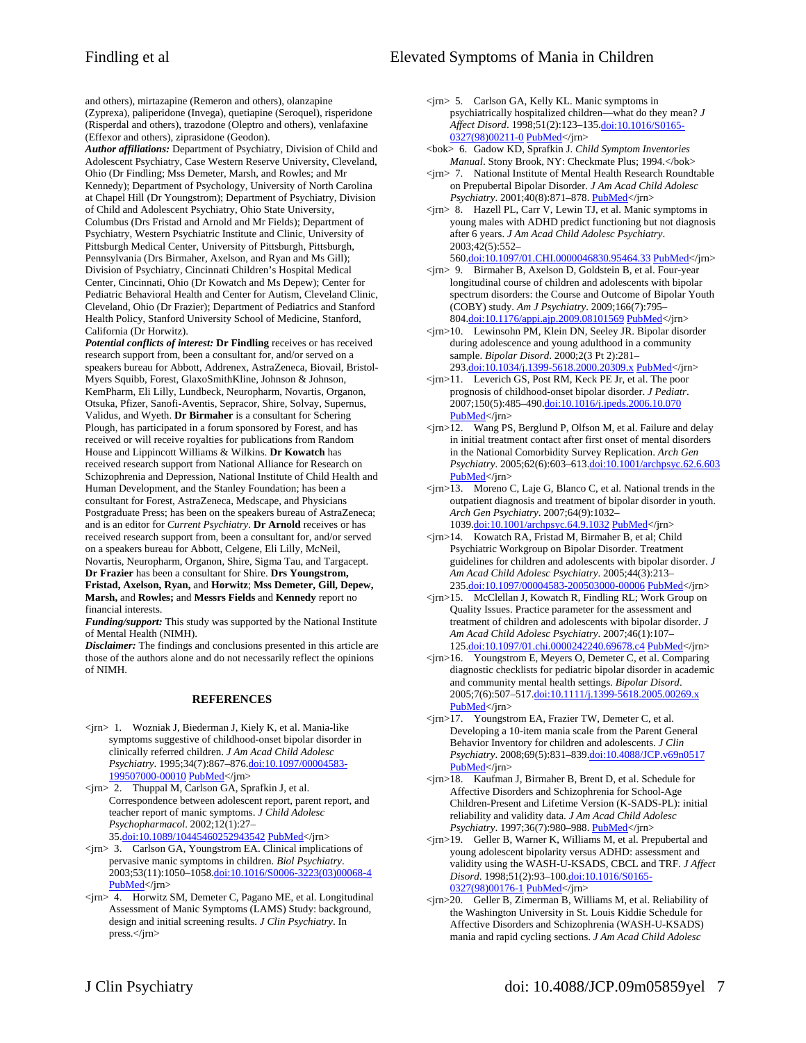and others), mirtazapine (Remeron and others), olanzapine (Zyprexa), paliperidone (Invega), quetiapine (Seroquel), risperidone (Risperdal and others), trazodone (Oleptro and others), venlafaxine (Effexor and others), ziprasidone (Geodon).

***Author affiliations:*** Department of Psychiatry, Division of Child and Adolescent Psychiatry, Case Western Reserve University, Cleveland, Ohio (Dr Findling; Mss Demeter, Marsh, and Rowles; and Mr Kennedy); Department of Psychology, University of North Carolina at Chapel Hill (Dr Youngstrom); Department of Psychiatry, Division of Child and Adolescent Psychiatry, Ohio State University, Columbus (Drs Fristad and Arnold and Mr Fields); Department of Psychiatry, Western Psychiatric Institute and Clinic, University of Pittsburgh Medical Center, University of Pittsburgh, Pittsburgh, Pennsylvania (Drs Birmaher, Axelson, and Ryan and Ms Gill); Division of Psychiatry, Cincinnati Children's Hospital Medical Center, Cincinnati, Ohio (Dr Kowatch and Ms Depew); Center for Pediatric Behavioral Health and Center for Autism, Cleveland Clinic, Cleveland, Ohio (Dr Frazier); Department of Pediatrics and Stanford Health Policy, Stanford University School of Medicine, Stanford, California (Dr Horwitz).

***Potential conflicts of interest:*** **Dr Findling** receives or has received research support from, been a consultant for, and/or served on a speakers bureau for Abbott, Addrenex, AstraZeneca, Biovail, Bristol-Myers Squibb, Forest, GlaxoSmithKline, Johnson & Johnson, KemPharm, Eli Lilly, Lundbeck, Neuropharm, Novartis, Organon, Otsuka, Pfizer, Sanofi-Aventis, Sepracor, Shire, Solvay, Supernus, Validus, and Wyeth. **Dr Birmaher** is a consultant for Schering Plough, has participated in a forum sponsored by Forest, and has received or will receive royalties for publications from Random House and Lippincott Williams & Wilkins. **Dr Kowatch** has received research support from National Alliance for Research on Schizophrenia and Depression, National Institute of Child Health and Human Development, and the Stanley Foundation; has been a consultant for Forest, AstraZeneca, Medscape, and Physicians Postgraduate Press; has been on the speakers bureau of AstraZeneca; and is an editor for *Current Psychiatry*. **Dr Arnold** receives or has received research support from, been a consultant for, and/or served on a speakers bureau for Abbott, Celgene, Eli Lilly, McNeil, Novartis, Neuropharm, Organon, Shire, Sigma Tau, and Targacept. **Dr Frazier** has been a consultant for Shire. **Drs Youngstrom, Fristad, Axelson, Ryan,** and **Horwitz**; **Mss Demeter, Gill, Depew, Marsh,** and **Rowles;** and **Messrs Fields** and **Kennedy** report no financial interests.

***Funding/support:*** This study was supported by the National Institute of Mental Health (NIMH).

***Disclaimer:*** The findings and conclusions presented in this article are those of the authors alone and do not necessarily reflect the opinions of NIMH.

## REFERENCES

<jrn> 1. Wozniak J, Biederman J, Kiely K, et al. Mania-like symptoms suggestive of childhood-onset bipolar disorder in clinically referred children. *J Am Acad Child Adolesc Psychiatry*. 1995;34(7):867–876.doi:10.1097/00004583-199507000-00010 PubMed</jrn>

<jrn> 2. Thuppal M, Carlson GA, Sprafkin J, et al. Correspondence between adolescent report, parent report, and teacher report of manic symptoms. *J Child Adolesc Psychopharmacol*. 2002;12(1):27–35.doi:10.1089/10445460252943542 PubMed</jrn>

<jrn> 3. Carlson GA, Youngstrom EA. Clinical implications of pervasive manic symptoms in children. *Biol Psychiatry*. 2003;53(11):1050–1058.doi:10.1016/S0006-3223(03)00068-4 PubMed</jrn>

<jrn> 4. Horwitz SM, Demeter C, Pagano ME, et al. Longitudinal Assessment of Manic Symptoms (LAMS) Study: background, design and initial screening results. *J Clin Psychiatry*. In press.</jrn>

<jrn> 5. Carlson GA, Kelly KL. Manic symptoms in psychiatrically hospitalized children—what do they mean? *J Affect Disord*. 1998;51(2):123–135.doi:10.1016/S0165-0327(98)00211-0 PubMed</jrn>

<bok> 6. Gadow KD, Sprafkin J. *Child Symptom Inventories Manual*. Stony Brook, NY: Checkmate Plus; 1994.</bok>

<jrn> 7. National Institute of Mental Health Research Roundtable on Prepubertal Bipolar Disorder. *J Am Acad Child Adolesc Psychiatry*. 2001;40(8):871–878. PubMed</jrn>

<jrn> 8. Hazell PL, Carr V, Lewin TJ, et al. Manic symptoms in young males with ADHD predict functioning but not diagnosis after 6 years. *J Am Acad Child Adolesc Psychiatry*. 2003;42(5):552–560.doi:10.1097/01.CHI.0000046830.95464.33 PubMed</jrn>

<jrn> 9. Birmaher B, Axelson D, Goldstein B, et al. Four-year longitudinal course of children and adolescents with bipolar spectrum disorders: the Course and Outcome of Bipolar Youth (COBY) study. *Am J Psychiatry*. 2009;166(7):795–804.doi:10.1176/appi.ajp.2009.08101569 PubMed</jrn>

<jrn>10. Lewinsohn PM, Klein DN, Seeley JR. Bipolar disorder during adolescence and young adulthood in a community sample. *Bipolar Disord*. 2000;2(3 Pt 2):281–293.doi:10.1034/j.1399-5618.2000.20309.x PubMed</jrn>

<jrn>11. Leverich GS, Post RM, Keck PE Jr, et al. The poor prognosis of childhood-onset bipolar disorder. *J Pediatr*. 2007;150(5):485–490.doi:10.1016/j.jpeds.2006.10.070 PubMed</jrn>

<jrn>12. Wang PS, Berglund P, Olfson M, et al. Failure and delay in initial treatment contact after first onset of mental disorders in the National Comorbidity Survey Replication. *Arch Gen Psychiatry*. 2005;62(6):603–613.doi:10.1001/archpsyc.62.6.603 PubMed</jrn>

<jrn>13. Moreno C, Laje G, Blanco C, et al. National trends in the outpatient diagnosis and treatment of bipolar disorder in youth. *Arch Gen Psychiatry*. 2007;64(9):1032–1039.doi:10.1001/archpsyc.64.9.1032 PubMed</jrn>

<jrn>14. Kowatch RA, Fristad M, Birmaher B, et al; Child Psychiatric Workgroup on Bipolar Disorder. Treatment guidelines for children and adolescents with bipolar disorder. *J Am Acad Child Adolesc Psychiatry*. 2005;44(3):213–235.doi:10.1097/00004583-200503000-00006 PubMed</jrn>

<jrn>15. McClellan J, Kowatch R, Findling RL; Work Group on Quality Issues. Practice parameter for the assessment and treatment of children and adolescents with bipolar disorder. *J Am Acad Child Adolesc Psychiatry*. 2007;46(1):107–125.doi:10.1097/01.chi.0000242240.69678.c4 PubMed</jrn>

<jrn>16. Youngstrom E, Meyers O, Demeter C, et al. Comparing diagnostic checklists for pediatric bipolar disorder in academic and community mental health settings. *Bipolar Disord*. 2005;7(6):507–517.doi:10.1111/j.1399-5618.2005.00269.x PubMed</jrn>

<jrn>17. Youngstrom EA, Frazier TW, Demeter C, et al. Developing a 10-item mania scale from the Parent General Behavior Inventory for children and adolescents. *J Clin Psychiatry*. 2008;69(5):831–839.doi:10.4088/JCP.v69n0517 PubMed</jrn>

<jrn>18. Kaufman J, Birmaher B, Brent D, et al. Schedule for Affective Disorders and Schizophrenia for School-Age Children-Present and Lifetime Version (K-SADS-PL): initial reliability and validity data. *J Am Acad Child Adolesc Psychiatry*. 1997;36(7):980–988. PubMed</jrn>

<jrn>19. Geller B, Warner K, Williams M, et al. Prepubertal and young adolescent bipolarity versus ADHD: assessment and validity using the WASH-U-KSADS, CBCL and TRF. *J Affect Disord*. 1998;51(2):93–100.doi:10.1016/S0165-0327(98)00176-1 PubMed</jrn>

<jrn>20. Geller B, Zimerman B, Williams M, et al. Reliability of the Washington University in St. Louis Kiddie Schedule for Affective Disorders and Schizophrenia (WASH-U-KSADS) mania and rapid cycling sections. *J Am Acad Child Adolesc*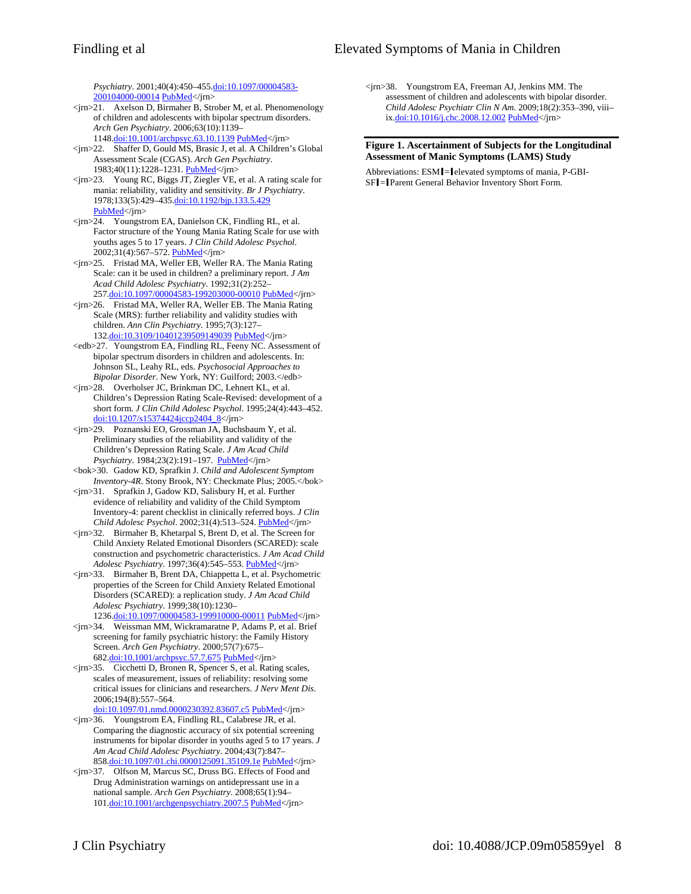*Psychiatry*. 2001;40(4):450–455.doi:10.1097/00004583-200104000-00014 PubMed</jrn>

<jrn>21. Axelson D, Birmaher B, Strober M, et al. Phenomenology of children and adolescents with bipolar spectrum disorders. *Arch Gen Psychiatry*. 2006;63(10):1139–1148.doi:10.1001/archpsyc.63.10.1139 PubMed</jrn>

<jrn>22. Shaffer D, Gould MS, Brasic J, et al. A Children's Global Assessment Scale (CGAS). *Arch Gen Psychiatry*. 1983;40(11):1228–1231. PubMed</jrn>

<jrn>23. Young RC, Biggs JT, Ziegler VE, et al. A rating scale for mania: reliability, validity and sensitivity. *Br J Psychiatry*. 1978;133(5):429–435.doi:10.1192/bjp.133.5.429 PubMed</jrn>

<jrn>24. Youngstrom EA, Danielson CK, Findling RL, et al. Factor structure of the Young Mania Rating Scale for use with youths ages 5 to 17 years. *J Clin Child Adolesc Psychol*. 2002;31(4):567–572. PubMed</jrn>

<jrn>25. Fristad MA, Weller EB, Weller RA. The Mania Rating Scale: can it be used in children? a preliminary report. *J Am Acad Child Adolesc Psychiatry*. 1992;31(2):252–257.doi:10.1097/00004583-199203000-00010 PubMed</jrn>

<jrn>26. Fristad MA, Weller RA, Weller EB. The Mania Rating Scale (MRS): further reliability and validity studies with children. *Ann Clin Psychiatry*. 1995;7(3):127–132.doi:10.3109/10401239509149039 PubMed</jrn>

<edb>27. Youngstrom EA, Findling RL, Feeny NC. Assessment of bipolar spectrum disorders in children and adolescents. In: Johnson SL, Leahy RL, eds. *Psychosocial Approaches to Bipolar Disorder*. New York, NY: Guilford; 2003.</edb>

<jrn>28. Overholser JC, Brinkman DC, Lehnert KL, et al. Children's Depression Rating Scale-Revised: development of a short form. *J Clin Child Adolesc Psychol*. 1995;24(4):443–452. doi:10.1207/s15374424jccp2404_8</jrn>

<jrn>29. Poznanski EO, Grossman JA, Buchsbaum Y, et al. Preliminary studies of the reliability and validity of the Children's Depression Rating Scale. *J Am Acad Child Psychiatry*. 1984;23(2):191–197. PubMed</jrn>

<bok>30. Gadow KD, Sprafkin J. *Child and Adolescent Symptom Inventory-4R*. Stony Brook, NY: Checkmate Plus; 2005.</bok>

<jrn>31. Sprafkin J, Gadow KD, Salisbury H, et al. Further evidence of reliability and validity of the Child Symptom Inventory-4: parent checklist in clinically referred boys. *J Clin Child Adolesc Psychol*. 2002;31(4):513–524. PubMed</jrn>

<jrn>32. Birmaher B, Khetarpal S, Brent D, et al. The Screen for Child Anxiety Related Emotional Disorders (SCARED): scale construction and psychometric characteristics. *J Am Acad Child Adolesc Psychiatry*. 1997;36(4):545–553. PubMed</jrn>

<jrn>33. Birmaher B, Brent DA, Chiappetta L, et al. Psychometric properties of the Screen for Child Anxiety Related Emotional Disorders (SCARED): a replication study. *J Am Acad Child Adolesc Psychiatry*. 1999;38(10):1230–1236.doi:10.1097/00004583-199910000-00011 PubMed</jrn>

<jrn>34. Weissman MM, Wickramaratne P, Adams P, et al. Brief screening for family psychiatric history: the Family History Screen. *Arch Gen Psychiatry*. 2000;57(7):675–682.doi:10.1001/archpsyc.57.7.675 PubMed</jrn>

<jrn>35. Cicchetti D, Bronen R, Spencer S, et al. Rating scales, scales of measurement, issues of reliability: resolving some critical issues for clinicians and researchers. *J Nerv Ment Dis*. 2006;194(8):557–564. doi:10.1097/01.nmd.0000230392.83607.c5 PubMed</jrn>

<jrn>36. Youngstrom EA, Findling RL, Calabrese JR, et al. Comparing the diagnostic accuracy of six potential screening instruments for bipolar disorder in youths aged 5 to 17 years. *J Am Acad Child Adolesc Psychiatry*. 2004;43(7):847–858.doi:10.1097/01.chi.0000125091.35109.1e PubMed</jrn>

<jrn>37. Olfson M, Marcus SC, Druss BG. Effects of Food and Drug Administration warnings on antidepressant use in a national sample. *Arch Gen Psychiatry*. 2008;65(1):94–101.doi:10.1001/archgenpsychiatry.2007.5 PubMed</jrn>

<jrn>38. Youngstrom EA, Freeman AJ, Jenkins MM. The assessment of children and adolescents with bipolar disorder. *Child Adolesc Psychiatr Clin N Am*. 2009;18(2):353–390, viii–ix.doi:10.1016/j.chc.2008.12.002 PubMed</jrn>

**Figure 1. Ascertainment of Subjects for the Longitudinal Assessment of Manic Symptoms (LAMS) Study**

Abbreviations: ESM = elevated symptoms of mania, P-GBI-SF = Parent General Behavior Inventory Short Form.